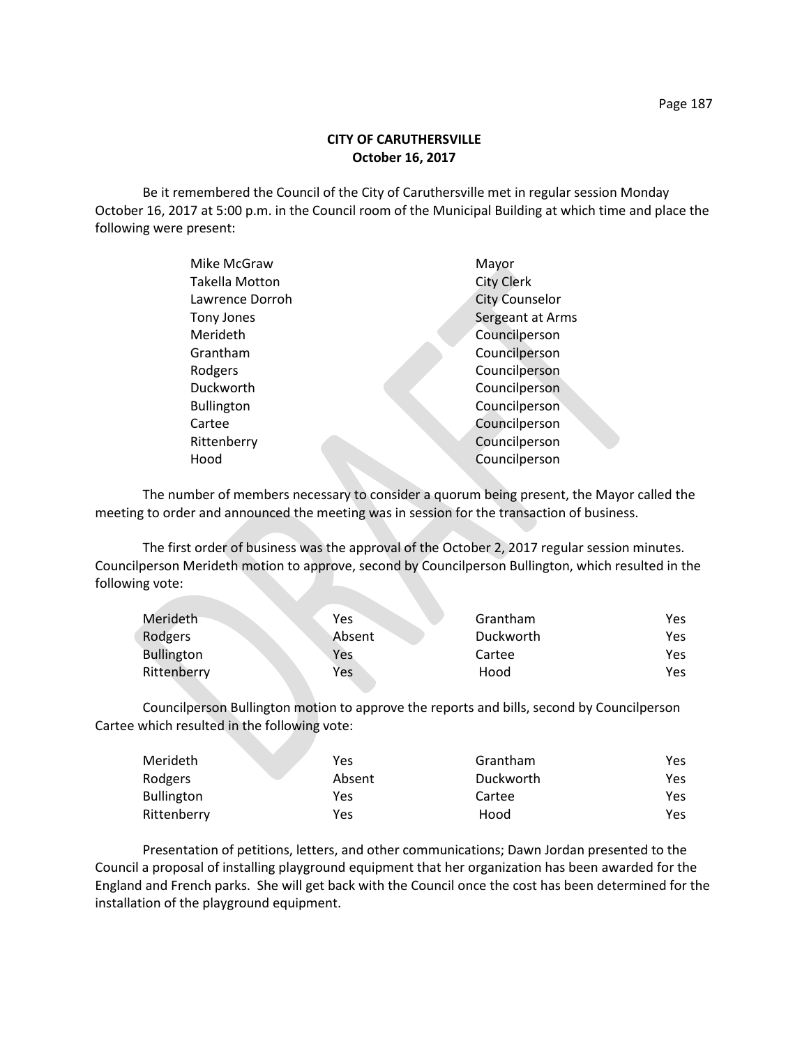**CITY OF CARUTHERSVILLE**
**October 16, 2017**

Be it remembered the Council of the City of Caruthersville met in regular session Monday October 16, 2017 at 5:00 p.m. in the Council room of the Municipal Building at which time and place the following were present:

| | |
|---|---|
| Mike McGraw | Mayor |
| Takella Motton | City Clerk |
| Lawrence Dorroh | City Counselor |
| Tony Jones | Sergeant at Arms |
| Merideth | Councilperson |
| Grantham | Councilperson |
| Rodgers | Councilperson |
| Duckworth | Councilperson |
| Bullington | Councilperson |
| Cartee | Councilperson |
| Rittenberry | Councilperson |
| Hood | Councilperson |

The number of members necessary to consider a quorum being present, the Mayor called the meeting to order and announced the meeting was in session for the transaction of business.

The first order of business was the approval of the October 2, 2017 regular session minutes. Councilperson Merideth motion to approve, second by Councilperson Bullington, which resulted in the following vote:

| | | | |
|---|---|---|---|
| Merideth | Yes | Grantham | Yes |
| Rodgers | Absent | Duckworth | Yes |
| Bullington | Yes | Cartee | Yes |
| Rittenberry | Yes | Hood | Yes |

Councilperson Bullington motion to approve the reports and bills, second by Councilperson Cartee which resulted in the following vote:

| | | | |
|---|---|---|---|
| Merideth | Yes | Grantham | Yes |
| Rodgers | Absent | Duckworth | Yes |
| Bullington | Yes | Cartee | Yes |
| Rittenberry | Yes | Hood | Yes |

Presentation of petitions, letters, and other communications; Dawn Jordan presented to the Council a proposal of installing playground equipment that her organization has been awarded for the England and French parks. She will get back with the Council once the cost has been determined for the installation of the playground equipment.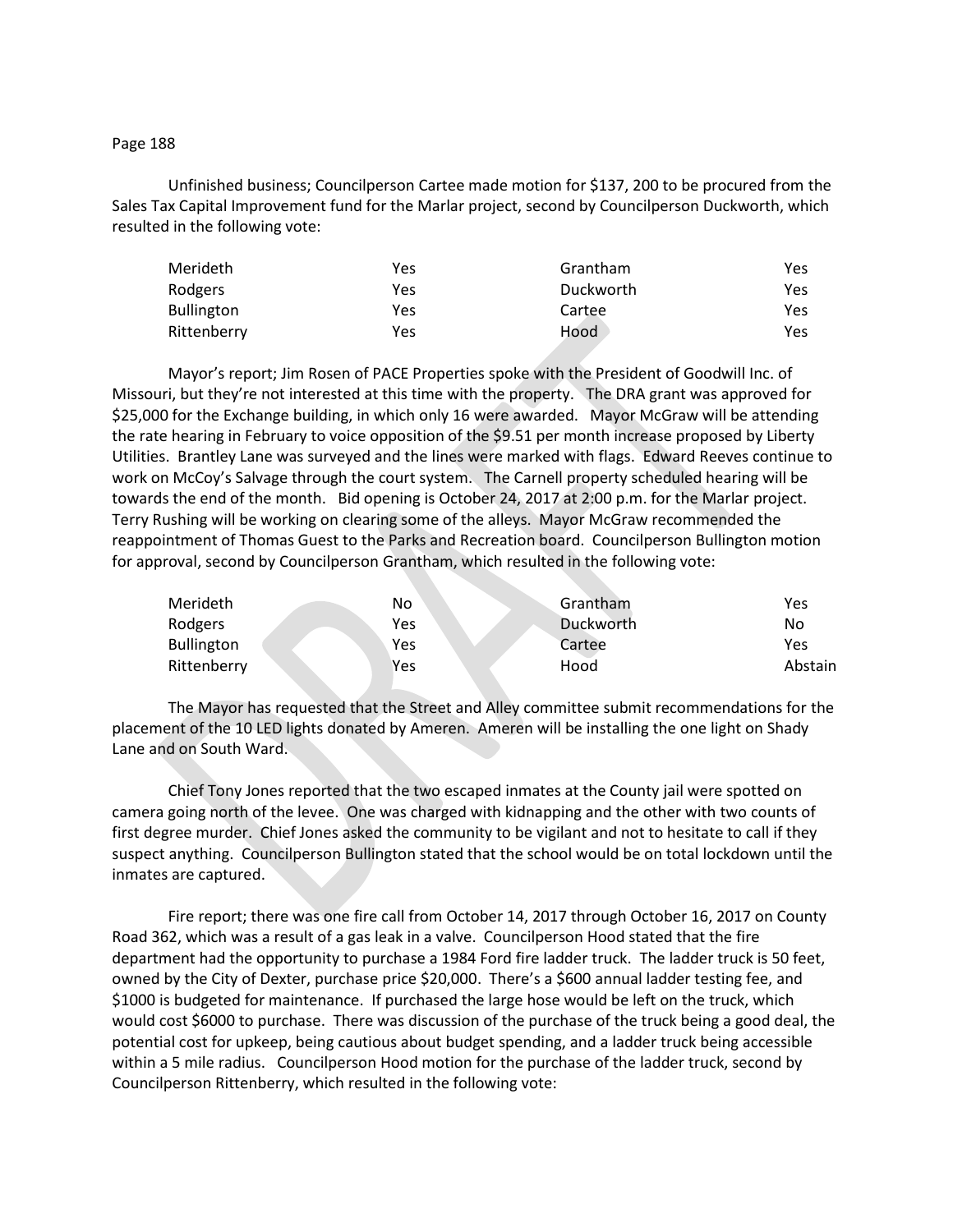Unfinished business; Councilperson Cartee made motion for $137, 200 to be procured from the Sales Tax Capital Improvement fund for the Marlar project, second by Councilperson Duckworth, which resulted in the following vote:

| | | | |
|---|---|---|---|
| Merideth | Yes | Grantham | Yes |
| Rodgers | Yes | Duckworth | Yes |
| Bullington | Yes | Cartee | Yes |
| Rittenberry | Yes | Hood | Yes |

Mayor's report; Jim Rosen of PACE Properties spoke with the President of Goodwill Inc. of Missouri, but they're not interested at this time with the property. The DRA grant was approved for $25,000 for the Exchange building, in which only 16 were awarded. Mayor McGraw will be attending the rate hearing in February to voice opposition of the $9.51 per month increase proposed by Liberty Utilities. Brantley Lane was surveyed and the lines were marked with flags. Edward Reeves continue to work on McCoy's Salvage through the court system. The Carnell property scheduled hearing will be towards the end of the month. Bid opening is October 24, 2017 at 2:00 p.m. for the Marlar project. Terry Rushing will be working on clearing some of the alleys. Mayor McGraw recommended the reappointment of Thomas Guest to the Parks and Recreation board. Councilperson Bullington motion for approval, second by Councilperson Grantham, which resulted in the following vote:

| | | | |
|---|---|---|---|
| Merideth | No | Grantham | Yes |
| Rodgers | Yes | Duckworth | No |
| Bullington | Yes | Cartee | Yes |
| Rittenberry | Yes | Hood | Abstain |

The Mayor has requested that the Street and Alley committee submit recommendations for the placement of the 10 LED lights donated by Ameren. Ameren will be installing the one light on Shady Lane and on South Ward.

Chief Tony Jones reported that the two escaped inmates at the County jail were spotted on camera going north of the levee. One was charged with kidnapping and the other with two counts of first degree murder. Chief Jones asked the community to be vigilant and not to hesitate to call if they suspect anything. Councilperson Bullington stated that the school would be on total lockdown until the inmates are captured.

Fire report; there was one fire call from October 14, 2017 through October 16, 2017 on County Road 362, which was a result of a gas leak in a valve. Councilperson Hood stated that the fire department had the opportunity to purchase a 1984 Ford fire ladder truck. The ladder truck is 50 feet, owned by the City of Dexter, purchase price $20,000. There's a $600 annual ladder testing fee, and $1000 is budgeted for maintenance. If purchased the large hose would be left on the truck, which would cost $6000 to purchase. There was discussion of the purchase of the truck being a good deal, the potential cost for upkeep, being cautious about budget spending, and a ladder truck being accessible within a 5 mile radius. Councilperson Hood motion for the purchase of the ladder truck, second by Councilperson Rittenberry, which resulted in the following vote: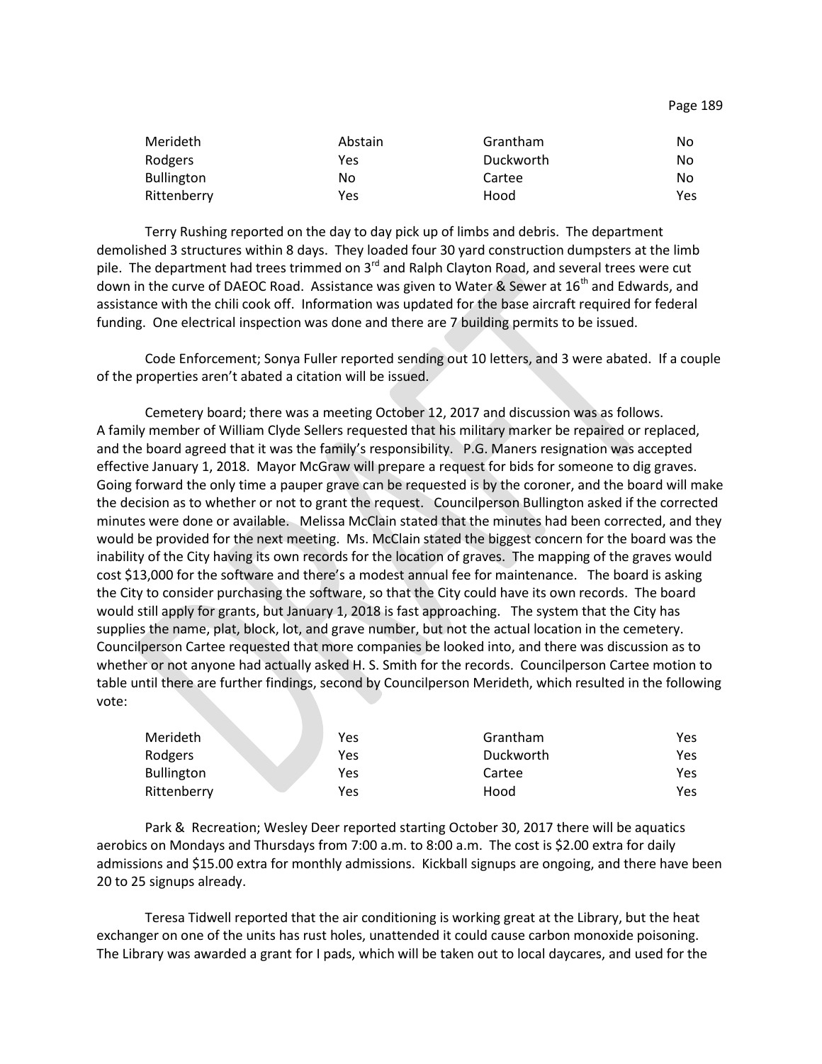| Merideth | Abstain | Grantham | No |
|---|---|---|---|
| Rodgers | Yes | Duckworth | No |
| Bullington | No | Cartee | No |
| Rittenberry | Yes | Hood | Yes |

Terry Rushing reported on the day to day pick up of limbs and debris. The department demolished 3 structures within 8 days. They loaded four 30 yard construction dumpsters at the limb pile. The department had trees trimmed on 3rd and Ralph Clayton Road, and several trees were cut down in the curve of DAEOC Road. Assistance was given to Water & Sewer at 16th and Edwards, and assistance with the chili cook off. Information was updated for the base aircraft required for federal funding. One electrical inspection was done and there are 7 building permits to be issued.

Code Enforcement; Sonya Fuller reported sending out 10 letters, and 3 were abated. If a couple of the properties aren't abated a citation will be issued.

Cemetery board; there was a meeting October 12, 2017 and discussion was as follows. A family member of William Clyde Sellers requested that his military marker be repaired or replaced, and the board agreed that it was the family's responsibility. P.G. Maners resignation was accepted effective January 1, 2018. Mayor McGraw will prepare a request for bids for someone to dig graves. Going forward the only time a pauper grave can be requested is by the coroner, and the board will make the decision as to whether or not to grant the request. Councilperson Bullington asked if the corrected minutes were done or available. Melissa McClain stated that the minutes had been corrected, and they would be provided for the next meeting. Ms. McClain stated the biggest concern for the board was the inability of the City having its own records for the location of graves. The mapping of the graves would cost $13,000 for the software and there's a modest annual fee for maintenance. The board is asking the City to consider purchasing the software, so that the City could have its own records. The board would still apply for grants, but January 1, 2018 is fast approaching. The system that the City has supplies the name, plat, block, lot, and grave number, but not the actual location in the cemetery. Councilperson Cartee requested that more companies be looked into, and there was discussion as to whether or not anyone had actually asked H. S. Smith for the records. Councilperson Cartee motion to table until there are further findings, second by Councilperson Merideth, which resulted in the following vote:

| Merideth | Yes | Grantham | Yes |
|---|---|---|---|
| Rodgers | Yes | Duckworth | Yes |
| Bullington | Yes | Cartee | Yes |
| Rittenberry | Yes | Hood | Yes |

Park & Recreation; Wesley Deer reported starting October 30, 2017 there will be aquatics aerobics on Mondays and Thursdays from 7:00 a.m. to 8:00 a.m. The cost is $2.00 extra for daily admissions and $15.00 extra for monthly admissions. Kickball signups are ongoing, and there have been 20 to 25 signups already.

Teresa Tidwell reported that the air conditioning is working great at the Library, but the heat exchanger on one of the units has rust holes, unattended it could cause carbon monoxide poisoning. The Library was awarded a grant for I pads, which will be taken out to local daycares, and used for the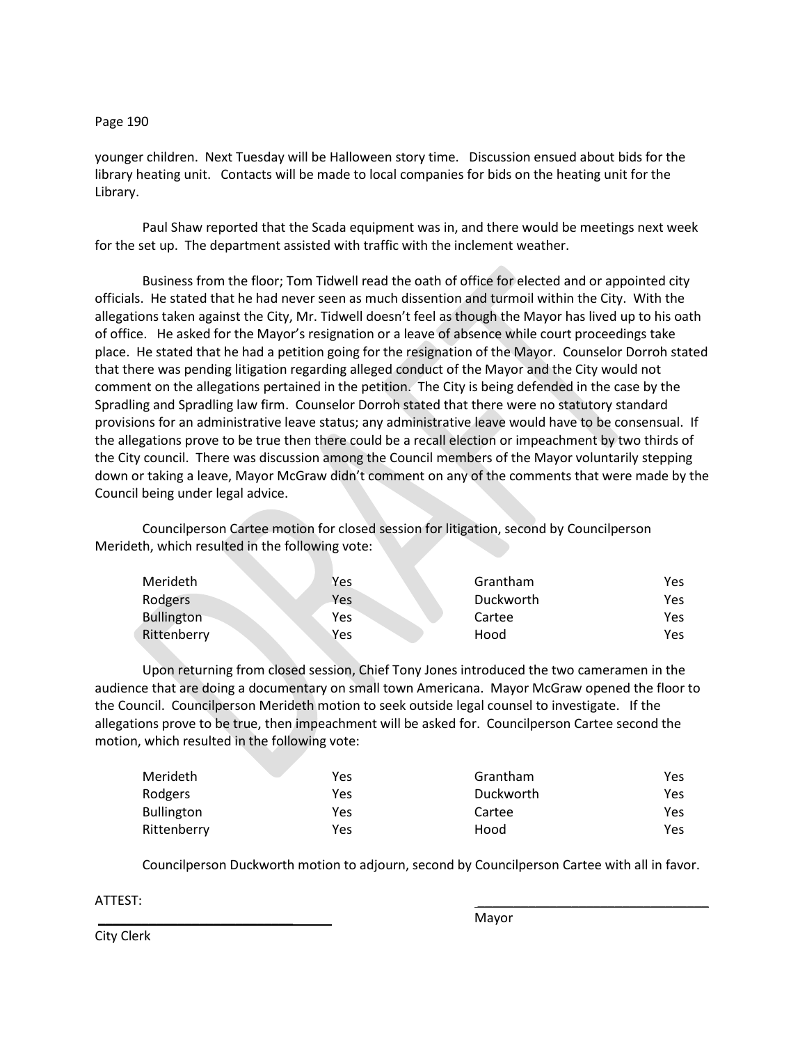younger children. Next Tuesday will be Halloween story time. Discussion ensued about bids for the library heating unit. Contacts will be made to local companies for bids on the heating unit for the Library.

Paul Shaw reported that the Scada equipment was in, and there would be meetings next week for the set up. The department assisted with traffic with the inclement weather.

Business from the floor; Tom Tidwell read the oath of office for elected and or appointed city officials. He stated that he had never seen as much dissention and turmoil within the City. With the allegations taken against the City, Mr. Tidwell doesn't feel as though the Mayor has lived up to his oath of office. He asked for the Mayor's resignation or a leave of absence while court proceedings take place. He stated that he had a petition going for the resignation of the Mayor. Counselor Dorroh stated that there was pending litigation regarding alleged conduct of the Mayor and the City would not comment on the allegations pertained in the petition. The City is being defended in the case by the Spradling and Spradling law firm. Counselor Dorroh stated that there were no statutory standard provisions for an administrative leave status; any administrative leave would have to be consensual. If the allegations prove to be true then there could be a recall election or impeachment by two thirds of the City council. There was discussion among the Council members of the Mayor voluntarily stepping down or taking a leave, Mayor McGraw didn't comment on any of the comments that were made by the Council being under legal advice.

Councilperson Cartee motion for closed session for litigation, second by Councilperson Merideth, which resulted in the following vote:

| | | | |
|---|---|---|---|
| Merideth | Yes | Grantham | Yes |
| Rodgers | Yes | Duckworth | Yes |
| Bullington | Yes | Cartee | Yes |
| Rittenberry | Yes | Hood | Yes |

Upon returning from closed session, Chief Tony Jones introduced the two cameramen in the audience that are doing a documentary on small town Americana. Mayor McGraw opened the floor to the Council. Councilperson Merideth motion to seek outside legal counsel to investigate. If the allegations prove to be true, then impeachment will be asked for. Councilperson Cartee second the motion, which resulted in the following vote:

| | | | |
|---|---|---|---|
| Merideth | Yes | Grantham | Yes |
| Rodgers | Yes | Duckworth | Yes |
| Bullington | Yes | Cartee | Yes |
| Rittenberry | Yes | Hood | Yes |

Councilperson Duckworth motion to adjourn, second by Councilperson Cartee with all in favor.

ATTEST:

\_\_\_\_\_\_\_\_\_\_\_\_\_\_\_\_\_\_\_\_\_\_\_\_\_\_\_\_\_\_\_\_
Mayor

\_\_\_\_\_\_\_\_\_\_\_\_\_\_\_\_\_\_\_\_\_\_\_\_\_\_\_\_\_\_\_\_
City Clerk